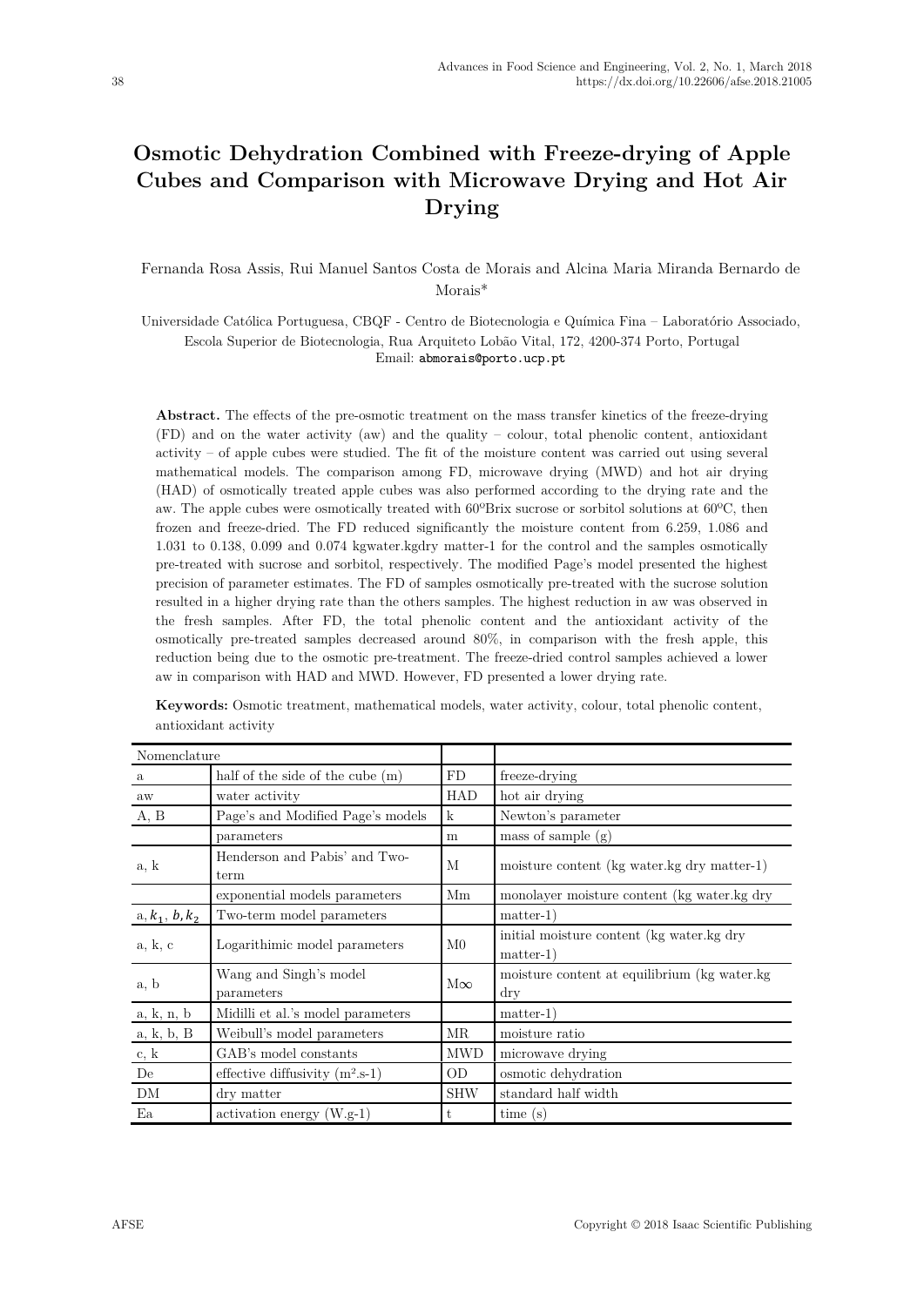# Osmotic Dehydration Combined with Freeze-drying of Apple Cubes and Comparison with Microwave Drying and Hot Air Drying

Fernanda Rosa Assis, Rui Manuel Santos Costa de Morais and Alcina Maria Miranda Bernardo de Morais*

Universidade Católica Portuguesa, CBQF - Centro de Biotecnologia e Química Fina – Laboratório Associado, Escola Superior de Biotecnologia, Rua Arquiteto Lobão Vital, 172, 4200-374 Porto, Portugal

Email: abmorais@porto.ucp.pt

**Abstract.** The effects of the pre-osmotic treatment on the mass transfer kinetics of the freeze-drying (FD) and on the water activity (aw) and the quality – colour, total phenolic content, antioxidant activity – of apple cubes were studied. The fit of the moisture content was carried out using several mathematical models. The comparison among FD, microwave drying (MWD) and hot air drying (HAD) of osmotically treated apple cubes was also performed according to the drying rate and the aw. The apple cubes were osmotically treated with 60ºBrix sucrose or sorbitol solutions at 60ºC, then frozen and freeze-dried. The FD reduced significantly the moisture content from 6.259, 1.086 and 1.031 to 0.138, 0.099 and 0.074 kgwater.kgdry matter-1 for the control and the samples osmotically pre-treated with sucrose and sorbitol, respectively. The modified Page's model presented the highest precision of parameter estimates. The FD of samples osmotically pre-treated with the sucrose solution resulted in a higher drying rate than the others samples. The highest reduction in aw was observed in the fresh samples. After FD, the total phenolic content and the antioxidant activity of the osmotically pre-treated samples decreased around 80%, in comparison with the fresh apple, this reduction being due to the osmotic pre-treatment. The freeze-dried control samples achieved a lower aw in comparison with HAD and MWD. However, FD presented a lower drying rate.

**Keywords:** Osmotic treatment, mathematical models, water activity, colour, total phenolic content, antioxidant activity

| Nomenclature | | | |
|---|---|---|---|
| a | half of the side of the cube (m) | FD | freeze-drying |
| aw | water activity | HAD | hot air drying |
| A, B | Page's and Modified Page's models | k | Newton's parameter |
| | parameters | m | mass of sample (g) |
| a, k | Henderson and Pabis' and Two-term | M | moisture content (kg water.kg dry matter-1) |
| | exponential models parameters | Mm | monolayer moisture content (kg water.kg dry |
| a, $k_1$, $b$, $k_2$ | Two-term model parameters | | matter-1) |
| a, k, c | Logarithimic model parameters | M0 | initial moisture content (kg water.kg dry matter-1) |
| a, b | Wang and Singh's model parameters | M∞ | moisture content at equilibrium (kg water.kg dry |
| a, k, n, b | Midilli et al.'s model parameters | | matter-1) |
| a, k, b, B | Weibull's model parameters | MR | moisture ratio |
| c, k | GAB's model constants | MWD | microwave drying |
| De | effective diffusivity (m².s-1) | OD | osmotic dehydration |
| DM | dry matter | SHW | standard half width |
| Ea | activation energy (W.g-1) | t | time (s) |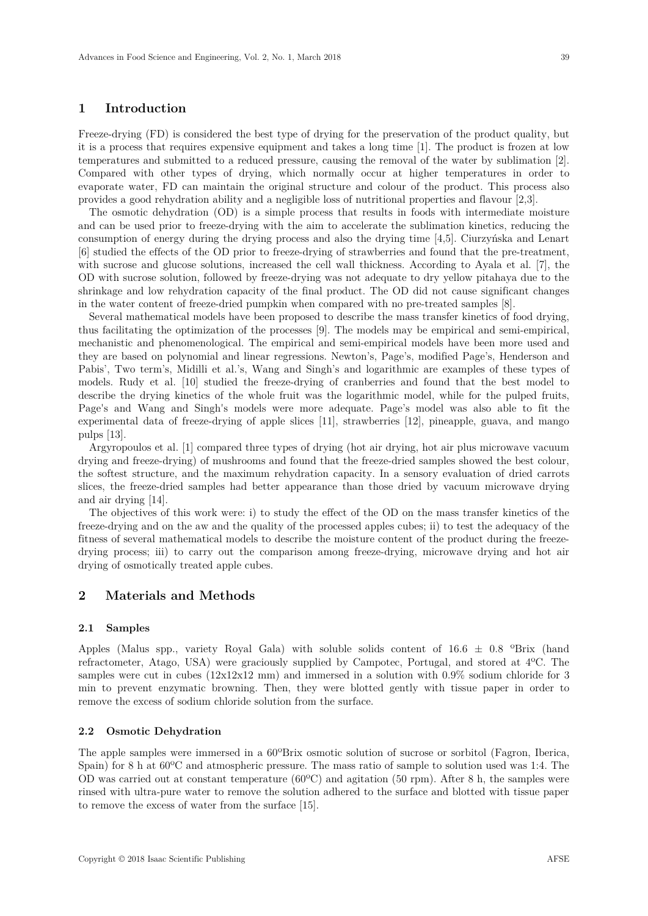## 1 Introduction

Freeze-drying (FD) is considered the best type of drying for the preservation of the product quality, but it is a process that requires expensive equipment and takes a long time [1]. The product is frozen at low temperatures and submitted to a reduced pressure, causing the removal of the water by sublimation [2]. Compared with other types of drying, which normally occur at higher temperatures in order to evaporate water, FD can maintain the original structure and colour of the product. This process also provides a good rehydration ability and a negligible loss of nutritional properties and flavour [2,3].

The osmotic dehydration (OD) is a simple process that results in foods with intermediate moisture and can be used prior to freeze-drying with the aim to accelerate the sublimation kinetics, reducing the consumption of energy during the drying process and also the drying time [4,5]. Ciurzyńska and Lenart [6] studied the effects of the OD prior to freeze-drying of strawberries and found that the pre-treatment, with sucrose and glucose solutions, increased the cell wall thickness. According to Ayala et al. [7], the OD with sucrose solution, followed by freeze-drying was not adequate to dry yellow pitahaya due to the shrinkage and low rehydration capacity of the final product. The OD did not cause significant changes in the water content of freeze-dried pumpkin when compared with no pre-treated samples [8].

Several mathematical models have been proposed to describe the mass transfer kinetics of food drying, thus facilitating the optimization of the processes [9]. The models may be empirical and semi-empirical, mechanistic and phenomenological. The empirical and semi-empirical models have been more used and they are based on polynomial and linear regressions. Newton's, Page's, modified Page's, Henderson and Pabis', Two term's, Midilli et al.'s, Wang and Singh's and logarithmic are examples of these types of models. Rudy et al. [10] studied the freeze-drying of cranberries and found that the best model to describe the drying kinetics of the whole fruit was the logarithmic model, while for the pulped fruits, Page's and Wang and Singh's models were more adequate. Page's model was also able to fit the experimental data of freeze-drying of apple slices [11], strawberries [12], pineapple, guava, and mango pulps [13].

Argyropoulos et al. [1] compared three types of drying (hot air drying, hot air plus microwave vacuum drying and freeze-drying) of mushrooms and found that the freeze-dried samples showed the best colour, the softest structure, and the maximum rehydration capacity. In a sensory evaluation of dried carrots slices, the freeze-dried samples had better appearance than those dried by vacuum microwave drying and air drying [14].

The objectives of this work were: i) to study the effect of the OD on the mass transfer kinetics of the freeze-drying and on the aw and the quality of the processed apples cubes; ii) to test the adequacy of the fitness of several mathematical models to describe the moisture content of the product during the freeze-drying process; iii) to carry out the comparison among freeze-drying, microwave drying and hot air drying of osmotically treated apple cubes.

## 2 Materials and Methods

### 2.1 Samples

Apples (Malus spp., variety Royal Gala) with soluble solids content of 16.6 ± 0.8 ºBrix (hand refractometer, Atago, USA) were graciously supplied by Campotec, Portugal, and stored at 4ºC. The samples were cut in cubes (12x12x12 mm) and immersed in a solution with 0.9% sodium chloride for 3 min to prevent enzymatic browning. Then, they were blotted gently with tissue paper in order to remove the excess of sodium chloride solution from the surface.

### 2.2 Osmotic Dehydration

The apple samples were immersed in a 60ºBrix osmotic solution of sucrose or sorbitol (Fagron, Iberica, Spain) for 8 h at 60ºC and atmospheric pressure. The mass ratio of sample to solution used was 1:4. The OD was carried out at constant temperature (60ºC) and agitation (50 rpm). After 8 h, the samples were rinsed with ultra-pure water to remove the solution adhered to the surface and blotted with tissue paper to remove the excess of water from the surface [15].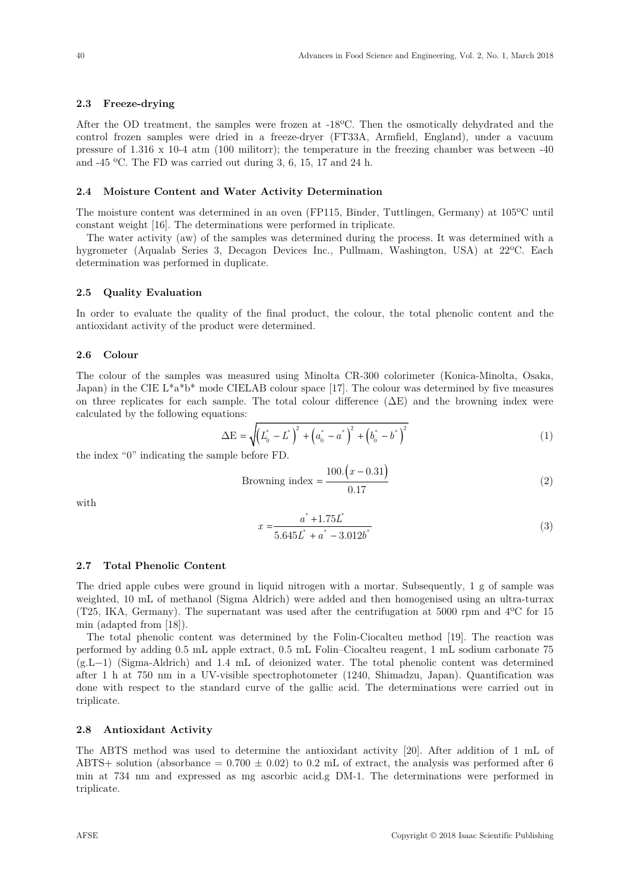### 2.3 Freeze-drying

After the OD treatment, the samples were frozen at -18ºC. Then the osmotically dehydrated and the control frozen samples were dried in a freeze-dryer (FT33A, Armfield, England), under a vacuum pressure of 1.316 x 10-4 atm (100 militorr); the temperature in the freezing chamber was between -40 and -45 ºC. The FD was carried out during 3, 6, 15, 17 and 24 h.

### 2.4 Moisture Content and Water Activity Determination

The moisture content was determined in an oven (FP115, Binder, Tuttlingen, Germany) at 105ºC until constant weight [16]. The determinations were performed in triplicate.

The water activity (aw) of the samples was determined during the process. It was determined with a hygrometer (Aqualab Series 3, Decagon Devices Inc., Pullmam, Washington, USA) at 22ºC. Each determination was performed in duplicate.

### 2.5 Quality Evaluation

In order to evaluate the quality of the final product, the colour, the total phenolic content and the antioxidant activity of the product were determined.

### 2.6 Colour

The colour of the samples was measured using Minolta CR-300 colorimeter (Konica-Minolta, Osaka, Japan) in the CIE L*a*b* mode CIELAB colour space [17]. The colour was determined by five measures on three replicates for each sample. The total colour difference (ΔE) and the browning index were calculated by the following equations:

$$\Delta \mathrm{E} = \sqrt{\left(L_0^* - L^*\right)^2 + \left(a_0^* - a^*\right)^2 + \left(b_0^* - b^*\right)^2} \tag{1}$$

the index "0" indicating the sample before FD.

$$\text{Browning index} = \frac{100.\left(x - 0.31\right)}{0.17} \tag{2}$$

with

$$x = \frac{a^* + 1.75L^*}{5.645L^* + a^* - 3.012b^*} \tag{3}$$

### 2.7 Total Phenolic Content

The dried apple cubes were ground in liquid nitrogen with a mortar. Subsequently, 1 g of sample was weighted, 10 mL of methanol (Sigma Aldrich) were added and then homogenised using an ultra-turrax (T25, IKA, Germany). The supernatant was used after the centrifugation at 5000 rpm and 4ºC for 15 min (adapted from [18]).

The total phenolic content was determined by the Folin-Ciocalteu method [19]. The reaction was performed by adding 0.5 mL apple extract, 0.5 mL Folin–Ciocalteu reagent, 1 mL sodium carbonate 75 (g.L−1) (Sigma-Aldrich) and 1.4 mL of deionized water. The total phenolic content was determined after 1 h at 750 nm in a UV-visible spectrophotometer (1240, Shimadzu, Japan). Quantification was done with respect to the standard curve of the gallic acid. The determinations were carried out in triplicate.

### 2.8 Antioxidant Activity

The ABTS method was used to determine the antioxidant activity [20]. After addition of 1 mL of ABTS+ solution (absorbance = 0.700 ± 0.02) to 0.2 mL of extract, the analysis was performed after 6 min at 734 nm and expressed as mg ascorbic acid.g DM-1. The determinations were performed in triplicate.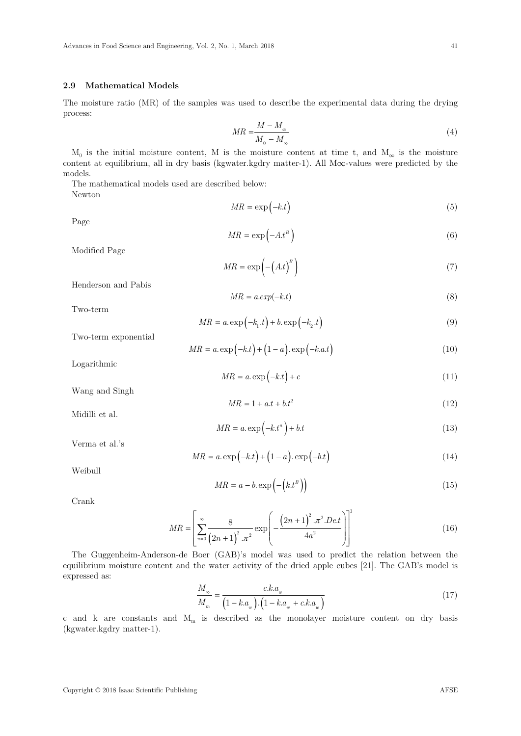### 2.9 Mathematical Models

The moisture ratio (MR) of the samples was used to describe the experimental data during the drying process:

$$MR = \frac{M - M_{\infty}}{M_0 - M_{\infty}} \tag{4}$$

$M_0$ is the initial moisture content, M is the moisture content at time t, and $M_{\infty}$ is the moisture content at equilibrium, all in dry basis (kgwater.kgdry matter-1). All M∞-values were predicted by the models.

The mathematical models used are described below:

Newton

$$MR = \exp(-k.t) \tag{5}$$

Page

$$MR = \exp(-A.t^B) \tag{6}$$

Modified Page

$$MR = \exp\left(-(A.t)^B\right) \tag{7}$$

Henderson and Pabis

$$MR = a.exp(-k.t) \tag{8}$$

Two-term

$$MR = a.\exp(-k_1.t) + b.\exp(-k_2.t) \tag{9}$$

Two-term exponential

$$MR = a.\exp(-k.t) + (1-a).\exp(-k.a.t) \tag{10}$$

Logarithmic

$$MR = a.\exp(-k.t) + c \tag{11}$$

Wang and Singh

$$MR = 1 + a.t + b.t^2 \tag{12}$$

Midilli et al.

$$MR = a.\exp(-k.t^n) + b.t \tag{13}$$

Verma et al.'s

$$MR = a.\exp(-k.t) + (1-a).\exp(-b.t) \tag{14}$$

Weibull

$$MR = a - b.\exp\left(-(k.t^B)\right) \tag{15}$$

Crank

$$MR = \left[\sum_{n=0}^{\infty} \frac{8}{(2n+1)^2.\pi^2} \exp\left(-\frac{(2n+1)^2.\pi^2.De.t}{4a^2}\right)\right]^3 \tag{16}$$

The Guggenheim-Anderson-de Boer (GAB)'s model was used to predict the relation between the equilibrium moisture content and the water activity of the dried apple cubes [21]. The GAB's model is expressed as:

$$\frac{M_{\infty}}{M_m} = \frac{c.k.a_w}{(1-k.a_w).(1-k.a_w+c.k.a_w)} \tag{17}$$

c and k are constants and $M_m$ is described as the monolayer moisture content on dry basis (kgwater.kgdry matter-1).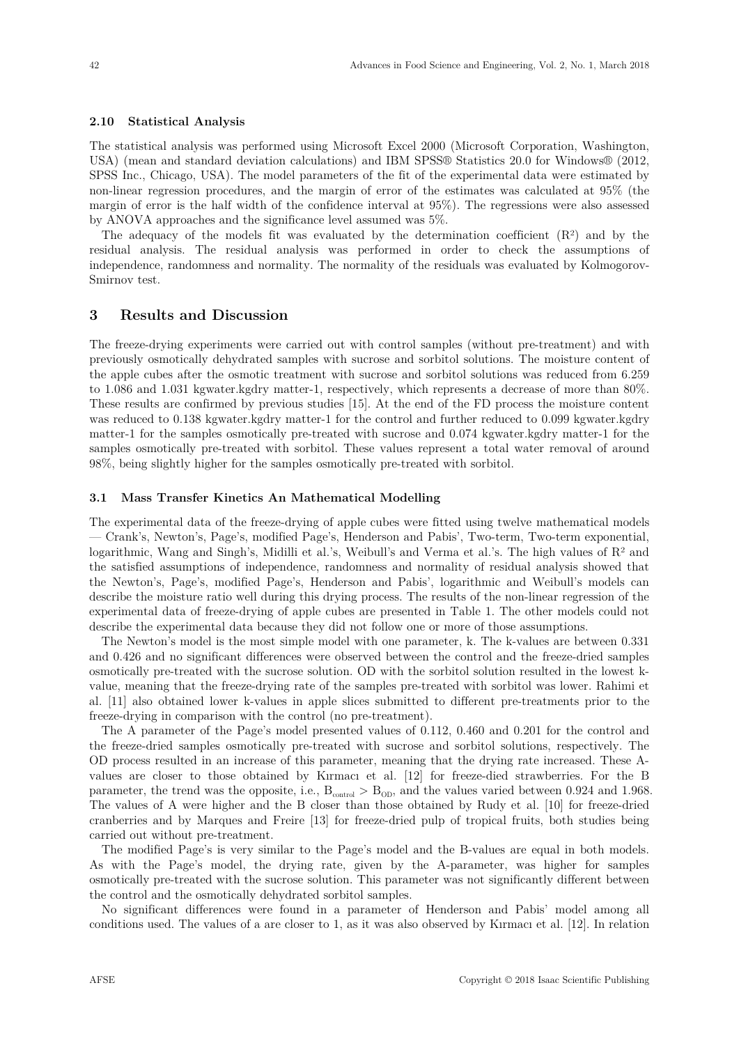### 2.10 Statistical Analysis

The statistical analysis was performed using Microsoft Excel 2000 (Microsoft Corporation, Washington, USA) (mean and standard deviation calculations) and IBM SPSS® Statistics 20.0 for Windows® (2012, SPSS Inc., Chicago, USA). The model parameters of the fit of the experimental data were estimated by non-linear regression procedures, and the margin of error of the estimates was calculated at 95% (the margin of error is the half width of the confidence interval at 95%). The regressions were also assessed by ANOVA approaches and the significance level assumed was 5%.

The adequacy of the models fit was evaluated by the determination coefficient ($R^2$) and by the residual analysis. The residual analysis was performed in order to check the assumptions of independence, randomness and normality. The normality of the residuals was evaluated by Kolmogorov-Smirnov test.

## 3 Results and Discussion

The freeze-drying experiments were carried out with control samples (without pre-treatment) and with previously osmotically dehydrated samples with sucrose and sorbitol solutions. The moisture content of the apple cubes after the osmotic treatment with sucrose and sorbitol solutions was reduced from 6.259 to 1.086 and 1.031 kgwater.kgdry matter-1, respectively, which represents a decrease of more than 80%. These results are confirmed by previous studies [15]. At the end of the FD process the moisture content was reduced to 0.138 kgwater.kgdry matter-1 for the control and further reduced to 0.099 kgwater.kgdry matter-1 for the samples osmotically pre-treated with sucrose and 0.074 kgwater.kgdry matter-1 for the samples osmotically pre-treated with sorbitol. These values represent a total water removal of around 98%, being slightly higher for the samples osmotically pre-treated with sorbitol.

### 3.1 Mass Transfer Kinetics An Mathematical Modelling

The experimental data of the freeze-drying of apple cubes were fitted using twelve mathematical models — Crank's, Newton's, Page's, modified Page's, Henderson and Pabis', Two-term, Two-term exponential, logarithmic, Wang and Singh's, Midilli et al.'s, Weibull's and Verma et al.'s. The high values of $R^2$ and the satisfied assumptions of independence, randomness and normality of residual analysis showed that the Newton's, Page's, modified Page's, Henderson and Pabis', logarithmic and Weibull's models can describe the moisture ratio well during this drying process. The results of the non-linear regression of the experimental data of freeze-drying of apple cubes are presented in Table 1. The other models could not describe the experimental data because they did not follow one or more of those assumptions.

The Newton's model is the most simple model with one parameter, k. The k-values are between 0.331 and 0.426 and no significant differences were observed between the control and the freeze-dried samples osmotically pre-treated with the sucrose solution. OD with the sorbitol solution resulted in the lowest k-value, meaning that the freeze-drying rate of the samples pre-treated with sorbitol was lower. Rahimi et al. [11] also obtained lower k-values in apple slices submitted to different pre-treatments prior to the freeze-drying in comparison with the control (no pre-treatment).

The A parameter of the Page's model presented values of 0.112, 0.460 and 0.201 for the control and the freeze-dried samples osmotically pre-treated with sucrose and sorbitol solutions, respectively. The OD process resulted in an increase of this parameter, meaning that the drying rate increased. These A-values are closer to those obtained by Kırmacı et al. [12] for freeze-died strawberries. For the B parameter, the trend was the opposite, i.e., $B_{control} > B_{OD}$, and the values varied between 0.924 and 1.968. The values of A were higher and the B closer than those obtained by Rudy et al. [10] for freeze-dried cranberries and by Marques and Freire [13] for freeze-dried pulp of tropical fruits, both studies being carried out without pre-treatment.

The modified Page's is very similar to the Page's model and the B-values are equal in both models. As with the Page's model, the drying rate, given by the A-parameter, was higher for samples osmotically pre-treated with the sucrose solution. This parameter was not significantly different between the control and the osmotically dehydrated sorbitol samples.

No significant differences were found in a parameter of Henderson and Pabis' model among all conditions used. The values of a are closer to 1, as it was also observed by Kırmacı et al. [12]. In relation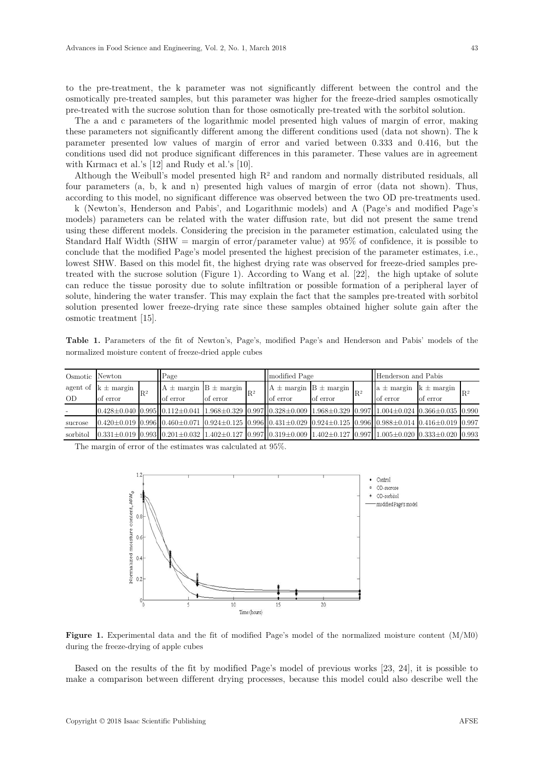to the pre-treatment, the k parameter was not significantly different between the control and the osmotically pre-treated samples, but this parameter was higher for the freeze-dried samples osmotically pre-treated with the sucrose solution than for those osmotically pre-treated with the sorbitol solution.

The a and c parameters of the logarithmic model presented high values of margin of error, making these parameters not significantly different among the different conditions used (data not shown). The k parameter presented low values of margin of error and varied between 0.333 and 0.416, but the conditions used did not produce significant differences in this parameter. These values are in agreement with Kırmacı et al.'s [12] and Rudy et al.'s [10].

Although the Weibull's model presented high $R^2$ and random and normally distributed residuals, all four parameters (a, b, k and n) presented high values of margin of error (data not shown). Thus, according to this model, no significant difference was observed between the two OD pre-treatments used.

k (Newton's, Henderson and Pabis', and Logarithmic models) and A (Page's and modified Page's models) parameters can be related with the water diffusion rate, but did not present the same trend using these different models. Considering the precision in the parameter estimation, calculated using the Standard Half Width (SHW = margin of error/parameter value) at 95% of confidence, it is possible to conclude that the modified Page's model presented the highest precision of the parameter estimates, i.e., lowest SHW. Based on this model fit, the highest drying rate was observed for freeze-dried samples pre-treated with the sucrose solution (Figure 1). According to Wang et al. [22], the high uptake of solute can reduce the tissue porosity due to solute infiltration or possible formation of a peripheral layer of solute, hindering the water transfer. This may explain the fact that the samples pre-treated with sorbitol solution presented lower freeze-drying rate since these samples obtained higher solute gain after the osmotic treatment [15].

**Table 1.** Parameters of the fit of Newton's, Page's, modified Page's and Henderson and Pabis' models of the normalized moisture content of freeze-dried apple cubes

| Osmotic agent of OD | Newton | | Page | | | modified Page | | | Henderson and Pabis | | |
|---|---|---|---|---|---|---|---|---|---|---|---|
| | k ± margin of error | $R^2$ | A ± margin of error | B ± margin of error | $R^2$ | A ± margin of error | B ± margin of error | $R^2$ | a ± margin of error | k ± margin of error | $R^2$ |
| - | 0.428±0.040 | 0.995 | 0.112±0.041 | 1.968±0.329 | 0.997 | 0.328±0.009 | 1.968±0.329 | 0.997 | 1.004±0.024 | 0.366±0.035 | 0.990 |
| sucrose | 0.420±0.019 | 0.996 | 0.460±0.071 | 0.924±0.125 | 0.996 | 0.431±0.029 | 0.924±0.125 | 0.996 | 0.988±0.014 | 0.416±0.019 | 0.997 |
| sorbitol | 0.331±0.019 | 0.993 | 0.201±0.032 | 1.402±0.127 | 0.997 | 0.319±0.009 | 1.402±0.127 | 0.997 | 1.005±0.020 | 0.333±0.020 | 0.993 |

The margin of error of the estimates was calculated at 95%.

**Figure 1.** Experimental data and the fit of modified Page's model of the normalized moisture content (M/M0) during the freeze-drying of apple cubes

Based on the results of the fit by modified Page's model of previous works [23, 24], it is possible to make a comparison between different drying processes, because this model could also describe well the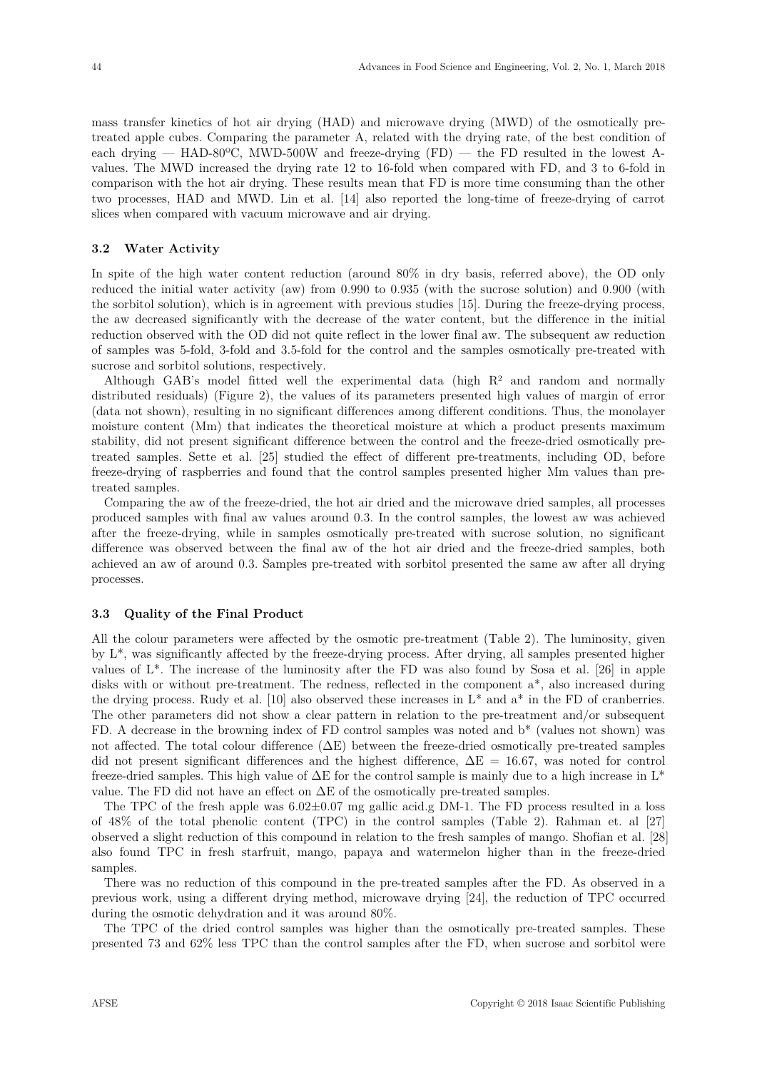mass transfer kinetics of hot air drying (HAD) and microwave drying (MWD) of the osmotically pre-treated apple cubes. Comparing the parameter A, related with the drying rate, of the best condition of each drying — HAD-80ºC, MWD-500W and freeze-drying (FD) — the FD resulted in the lowest A-values. The MWD increased the drying rate 12 to 16-fold when compared with FD, and 3 to 6-fold in comparison with the hot air drying. These results mean that FD is more time consuming than the other two processes, HAD and MWD. Lin et al. [14] also reported the long-time of freeze-drying of carrot slices when compared with vacuum microwave and air drying.

### 3.2 Water Activity

In spite of the high water content reduction (around 80% in dry basis, referred above), the OD only reduced the initial water activity (aw) from 0.990 to 0.935 (with the sucrose solution) and 0.900 (with the sorbitol solution), which is in agreement with previous studies [15]. During the freeze-drying process, the aw decreased significantly with the decrease of the water content, but the difference in the initial reduction observed with the OD did not quite reflect in the lower final aw. The subsequent aw reduction of samples was 5-fold, 3-fold and 3.5-fold for the control and the samples osmotically pre-treated with sucrose and sorbitol solutions, respectively.

Although GAB's model fitted well the experimental data (high $R^2$ and random and normally distributed residuals) (Figure 2), the values of its parameters presented high values of margin of error (data not shown), resulting in no significant differences among different conditions. Thus, the monolayer moisture content (Mm) that indicates the theoretical moisture at which a product presents maximum stability, did not present significant difference between the control and the freeze-dried osmotically pre-treated samples. Sette et al. [25] studied the effect of different pre-treatments, including OD, before freeze-drying of raspberries and found that the control samples presented higher Mm values than pre-treated samples.

Comparing the aw of the freeze-dried, the hot air dried and the microwave dried samples, all processes produced samples with final aw values around 0.3. In the control samples, the lowest aw was achieved after the freeze-drying, while in samples osmotically pre-treated with sucrose solution, no significant difference was observed between the final aw of the hot air dried and the freeze-dried samples, both achieved an aw of around 0.3. Samples pre-treated with sorbitol presented the same aw after all drying processes.

### 3.3 Quality of the Final Product

All the colour parameters were affected by the osmotic pre-treatment (Table 2). The luminosity, given by L*, was significantly affected by the freeze-drying process. After drying, all samples presented higher values of L*. The increase of the luminosity after the FD was also found by Sosa et al. [26] in apple disks with or without pre-treatment. The redness, reflected in the component a*, also increased during the drying process. Rudy et al. [10] also observed these increases in L* and a* in the FD of cranberries. The other parameters did not show a clear pattern in relation to the pre-treatment and/or subsequent FD. A decrease in the browning index of FD control samples was noted and b* (values not shown) was not affected. The total colour difference ($\Delta E$) between the freeze-dried osmotically pre-treated samples did not present significant differences and the highest difference, $\Delta E = 16.67$, was noted for control freeze-dried samples. This high value of $\Delta E$ for the control sample is mainly due to a high increase in L* value. The FD did not have an effect on $\Delta E$ of the osmotically pre-treated samples.

The TPC of the fresh apple was 6.02±0.07 mg gallic acid.g DM-1. The FD process resulted in a loss of 48% of the total phenolic content (TPC) in the control samples (Table 2). Rahman et. al [27] observed a slight reduction of this compound in relation to the fresh samples of mango. Shofian et al. [28] also found TPC in fresh starfruit, mango, papaya and watermelon higher than in the freeze-dried samples.

There was no reduction of this compound in the pre-treated samples after the FD. As observed in a previous work, using a different drying method, microwave drying [24], the reduction of TPC occurred during the osmotic dehydration and it was around 80%.

The TPC of the dried control samples was higher than the osmotically pre-treated samples. These presented 73 and 62% less TPC than the control samples after the FD, when sucrose and sorbitol were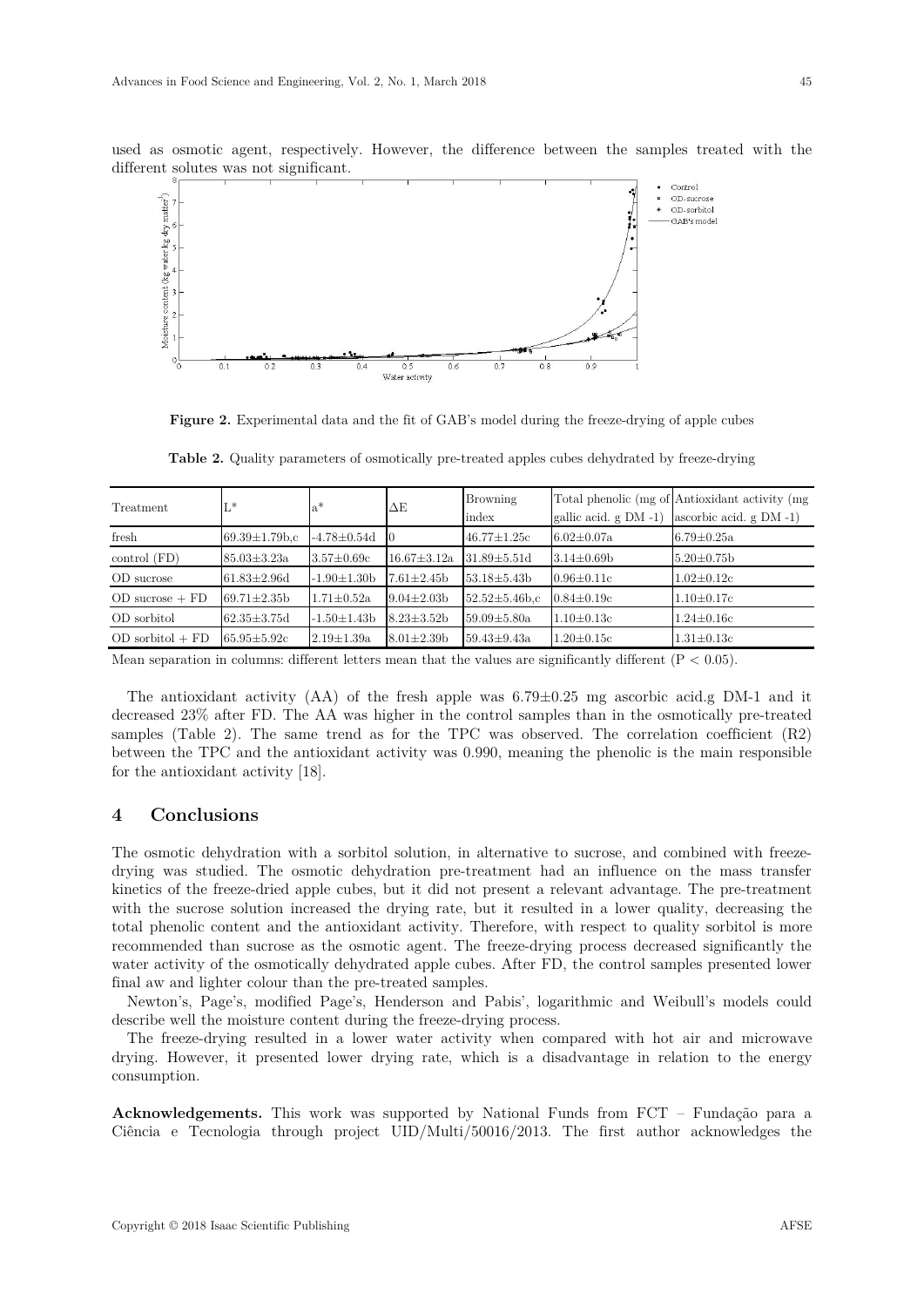used as osmotic agent, respectively. However, the difference between the samples treated with the different solutes was not significant.

**Figure 2.** Experimental data and the fit of GAB's model during the freeze-drying of apple cubes

**Table 2.** Quality parameters of osmotically pre-treated apples cubes dehydrated by freeze-drying

| Treatment | L* | a* | ΔE | Browning index | Total phenolic (mg of gallic acid. g DM -1) | Antioxidant activity (mg ascorbic acid. g DM -1) |
|---|---|---|---|---|---|---|
| fresh | 69.39±1.79b,c | -4.78±0.54d | 0 | 46.77±1.25c | 6.02±0.07a | 6.79±0.25a |
| control (FD) | 85.03±3.23a | 3.57±0.69c | 16.67±3.12a | 31.89±5.51d | 3.14±0.69b | 5.20±0.75b |
| OD sucrose | 61.83±2.96d | -1.90±1.30b | 7.61±2.45b | 53.18±5.43b | 0.96±0.11c | 1.02±0.12c |
| OD sucrose + FD | 69.71±2.35b | 1.71±0.52a | 9.04±2.03b | 52.52±5.46b,c | 0.84±0.19c | 1.10±0.17c |
| OD sorbitol | 62.35±3.75d | -1.50±1.43b | 8.23±3.52b | 59.09±5.80a | 1.10±0.13c | 1.24±0.16c |
| OD sorbitol + FD | 65.95±5.92c | 2.19±1.39a | 8.01±2.39b | 59.43±9.43a | 1.20±0.15c | 1.31±0.13c |

Mean separation in columns: different letters mean that the values are significantly different ($P < 0.05$).

The antioxidant activity (AA) of the fresh apple was 6.79±0.25 mg ascorbic acid.g DM-1 and it decreased 23% after FD. The AA was higher in the control samples than in the osmotically pre-treated samples (Table 2). The same trend as for the TPC was observed. The correlation coefficient ($R^2$) between the TPC and the antioxidant activity was 0.990, meaning the phenolic is the main responsible for the antioxidant activity [18].

## 4 Conclusions

The osmotic dehydration with a sorbitol solution, in alternative to sucrose, and combined with freeze-drying was studied. The osmotic dehydration pre-treatment had an influence on the mass transfer kinetics of the freeze-dried apple cubes, but it did not present a relevant advantage. The pre-treatment with the sucrose solution increased the drying rate, but it resulted in a lower quality, decreasing the total phenolic content and the antioxidant activity. Therefore, with respect to quality sorbitol is more recommended than sucrose as the osmotic agent. The freeze-drying process decreased significantly the water activity of the osmotically dehydrated apple cubes. After FD, the control samples presented lower final aw and lighter colour than the pre-treated samples.

Newton's, Page's, modified Page's, Henderson and Pabis', logarithmic and Weibull's models could describe well the moisture content during the freeze-drying process.

The freeze-drying resulted in a lower water activity when compared with hot air and microwave drying. However, it presented lower drying rate, which is a disadvantage in relation to the energy consumption.

**Acknowledgements.** This work was supported by National Funds from FCT – Fundação para a Ciência e Tecnologia through project UID/Multi/50016/2013. The first author acknowledges the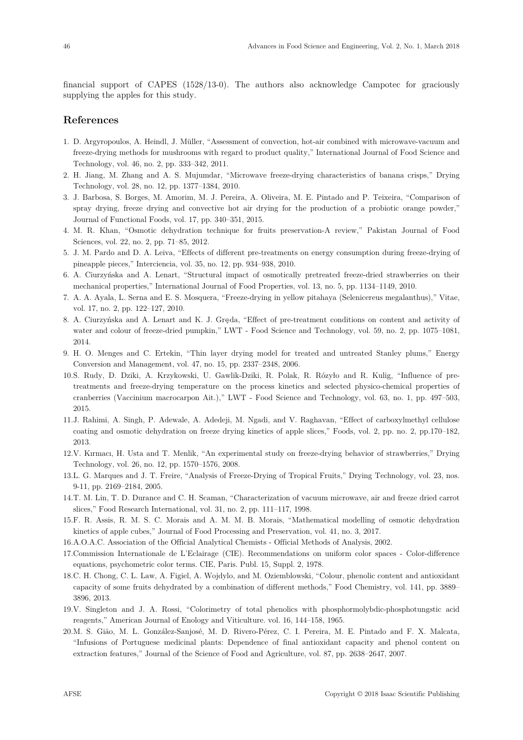financial support of CAPES (1528/13-0). The authors also acknowledge Campotec for graciously supplying the apples for this study.

## References

1. D. Argyropoulos, A. Heindl, J. Müller, "Assessment of convection, hot-air combined with microwave-vacuum and freeze-drying methods for mushrooms with regard to product quality," International Journal of Food Science and Technology, vol. 46, no. 2, pp. 333–342, 2011.
2. H. Jiang, M. Zhang and A. S. Mujumdar, "Microwave freeze-drying characteristics of banana crisps," Drying Technology, vol. 28, no. 12, pp. 1377–1384, 2010.
3. J. Barbosa, S. Borges, M. Amorim, M. J. Pereira, A. Oliveira, M. E. Pintado and P. Teixeira, "Comparison of spray drying, freeze drying and convective hot air drying for the production of a probiotic orange powder," Journal of Functional Foods, vol. 17, pp. 340–351, 2015.
4. M. R. Khan, "Osmotic dehydration technique for fruits preservation-A review," Pakistan Journal of Food Sciences, vol. 22, no. 2, pp. 71–85, 2012.
5. J. M. Pardo and D. A. Leiva, "Effects of different pre-treatments on energy consumption during freeze-drying of pineapple pieces," Interciencia, vol. 35, no. 12, pp. 934–938, 2010.
6. A. Ciurzyńska and A. Lenart, "Structural impact of osmotically pretreated freeze-dried strawberries on their mechanical properties," International Journal of Food Properties, vol. 13, no. 5, pp. 1134–1149, 2010.
7. A. A. Ayala, L. Serna and E. S. Mosquera, "Freeze-drying in yellow pitahaya (Selenicereus megalanthus)," Vitae, vol. 17, no. 2, pp. 122–127, 2010.
8. A. Ciurzyńska and A. Lenart and K. J. Gręda, "Effect of pre-treatment conditions on content and activity of water and colour of freeze-dried pumpkin," LWT - Food Science and Technology, vol. 59, no. 2, pp. 1075–1081, 2014.
9. H. O. Menges and C. Ertekin, "Thin layer drying model for treated and untreated Stanley plums," Energy Conversion and Management, vol. 47, no. 15, pp. 2337–2348, 2006.
10. S. Rudy, D. Dziki, A. Krzykowski, U. Gawlik-Dziki, R. Polak, R. Rózyło and R. Kulig, "Influence of pre-treatments and freeze-drying temperature on the process kinetics and selected physico-chemical properties of cranberries (Vaccinium macrocarpon Ait.)," LWT - Food Science and Technology, vol. 63, no. 1, pp. 497–503, 2015.
11. J. Rahimi, A. Singh, P. Adewale, A. Adedeji, M. Ngadi, and V. Raghavan, "Effect of carboxylmethyl cellulose coating and osmotic dehydration on freeze drying kinetics of apple slices," Foods, vol. 2, pp. no. 2, pp.170–182, 2013.
12. V. Kırmacı, H. Usta and T. Menlik, "An experimental study on freeze-drying behavior of strawberries," Drying Technology, vol. 26, no. 12, pp. 1570–1576, 2008.
13. L. G. Marques and J. T. Freire, "Analysis of Freeze-Drying of Tropical Fruits," Drying Technology, vol. 23, nos. 9-11, pp. 2169–2184, 2005.
14. T. M. Lin, T. D. Durance and C. H. Scaman, "Characterization of vacuum microwave, air and freeze dried carrot slices," Food Research International, vol. 31, no. 2, pp. 111–117, 1998.
15. F. R. Assis, R. M. S. C. Morais and A. M. M. B. Morais, "Mathematical modelling of osmotic dehydration kinetics of apple cubes," Journal of Food Processing and Preservation, vol. 41, no. 3, 2017.
16. A.O.A.C. Association of the Official Analytical Chemists - Official Methods of Analysis, 2002.
17. Commission Internationale de L'Eclairage (CIE). Recommendations on uniform color spaces - Color-difference equations, psychometric color terms. CIE, Paris. Publ. 15, Suppl. 2, 1978.
18. C. H. Chong, C. L. Law, A. Figiel, A. Wojdylo, and M. Oziemblowski, "Colour, phenolic content and antioxidant capacity of some fruits dehydrated by a combination of different methods," Food Chemistry, vol. 141, pp. 3889–3896, 2013.
19. V. Singleton and J. A. Rossi, "Colorimetry of total phenolics with phosphormolybdic-phosphotungstic acid reagents," American Journal of Enology and Viticulture. vol. 16, 144–158, 1965.
20. M. S. Gião, M. L. González-Sanjosé, M. D. Rivero-Pérez, C. I. Pereira, M. E. Pintado and F. X. Malcata, "Infusions of Portuguese medicinal plants: Dependence of final antioxidant capacity and phenol content on extraction features," Journal of the Science of Food and Agriculture, vol. 87, pp. 2638–2647, 2007.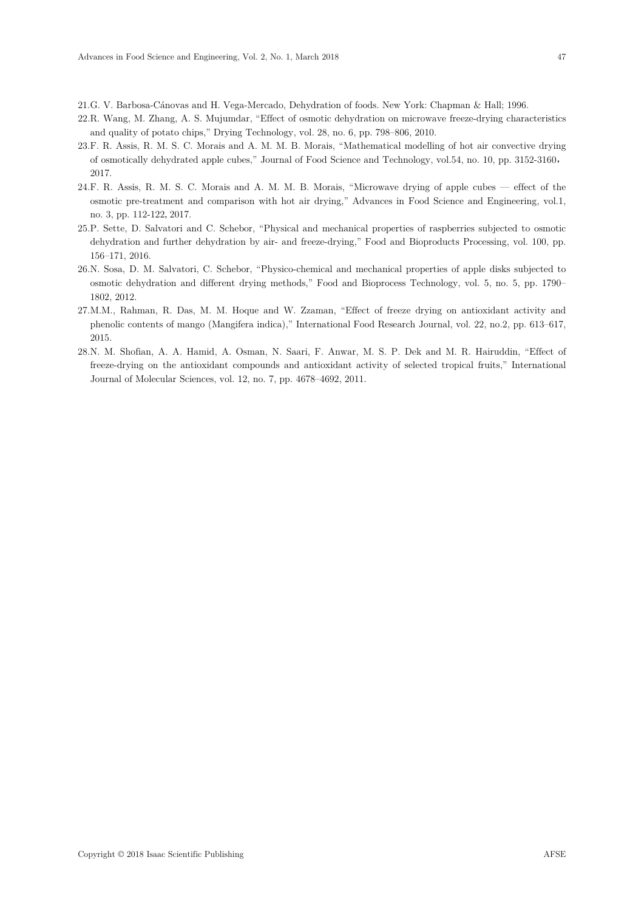21. G. V. Barbosa-Cánovas and H. Vega-Mercado, Dehydration of foods. New York: Chapman & Hall; 1996.
22. R. Wang, M. Zhang, A. S. Mujumdar, "Effect of osmotic dehydration on microwave freeze-drying characteristics and quality of potato chips," Drying Technology, vol. 28, no. 6, pp. 798–806, 2010.
23. F. R. Assis, R. M. S. C. Morais and A. M. M. B. Morais, "Mathematical modelling of hot air convective drying of osmotically dehydrated apple cubes," Journal of Food Science and Technology, vol.54, no. 10, pp. 3152-3160, 2017.
24. F. R. Assis, R. M. S. C. Morais and A. M. M. B. Morais, "Microwave drying of apple cubes — effect of the osmotic pre-treatment and comparison with hot air drying," Advances in Food Science and Engineering, vol.1, no. 3, pp. 112-122, 2017.
25. P. Sette, D. Salvatori and C. Schebor, "Physical and mechanical properties of raspberries subjected to osmotic dehydration and further dehydration by air- and freeze-drying," Food and Bioproducts Processing, vol. 100, pp. 156–171, 2016.
26. N. Sosa, D. M. Salvatori, C. Schebor, "Physico-chemical and mechanical properties of apple disks subjected to osmotic dehydration and different drying methods," Food and Bioprocess Technology, vol. 5, no. 5, pp. 1790–1802, 2012.
27. M.M., Rahman, R. Das, M. M. Hoque and W. Zzaman, "Effect of freeze drying on antioxidant activity and phenolic contents of mango (Mangifera indica)," International Food Research Journal, vol. 22, no.2, pp. 613–617, 2015.
28. N. M. Shofian, A. A. Hamid, A. Osman, N. Saari, F. Anwar, M. S. P. Dek and M. R. Hairuddin, "Effect of freeze-drying on the antioxidant compounds and antioxidant activity of selected tropical fruits," International Journal of Molecular Sciences, vol. 12, no. 7, pp. 4678–4692, 2011.